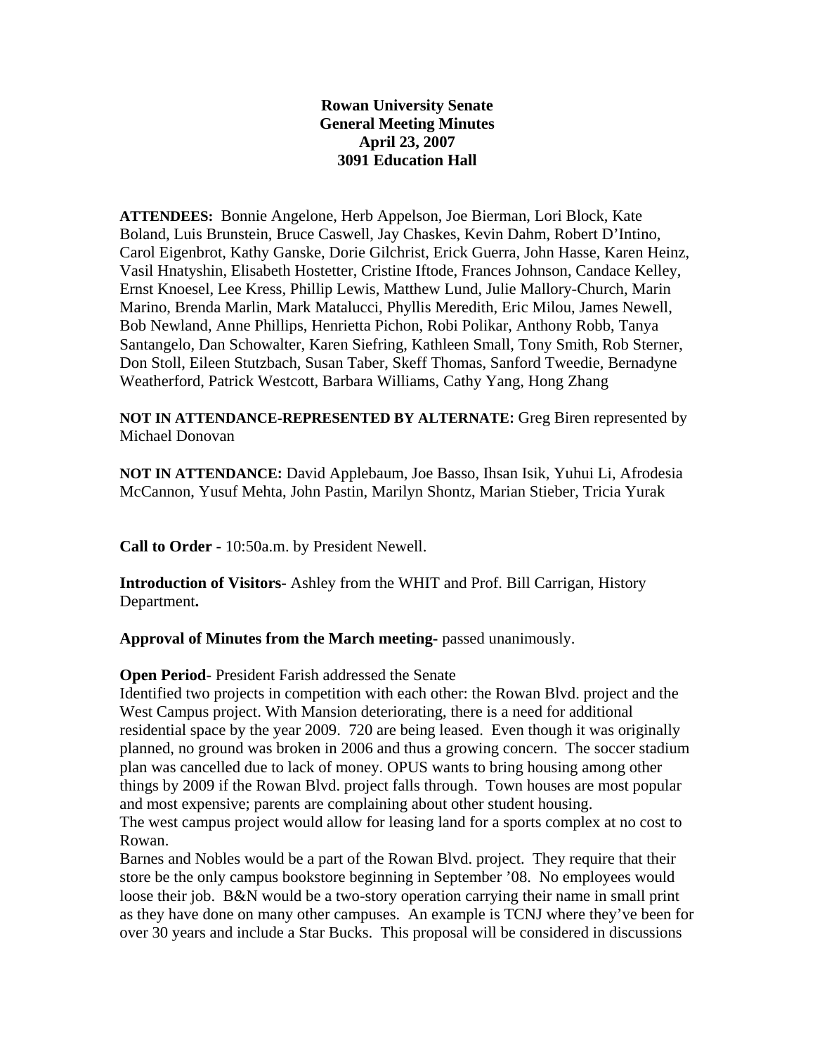**Rowan University Senate**
**General Meeting Minutes**
**April 23, 2007**
**3091 Education Hall**

**ATTENDEES:** Bonnie Angelone, Herb Appelson, Joe Bierman, Lori Block, Kate Boland, Luis Brunstein, Bruce Caswell, Jay Chaskes, Kevin Dahm, Robert D'Intino, Carol Eigenbrot, Kathy Ganske, Dorie Gilchrist, Erick Guerra, John Hasse, Karen Heinz, Vasil Hnatyshin, Elisabeth Hostetter, Cristine Iftode, Frances Johnson, Candace Kelley, Ernst Knoesel, Lee Kress, Phillip Lewis, Matthew Lund, Julie Mallory-Church, Marin Marino, Brenda Marlin, Mark Matalucci, Phyllis Meredith, Eric Milou, James Newell, Bob Newland, Anne Phillips, Henrietta Pichon, Robi Polikar, Anthony Robb, Tanya Santangelo, Dan Schowalter, Karen Siefring, Kathleen Small, Tony Smith, Rob Sterner, Don Stoll, Eileen Stutzbach, Susan Taber, Skeff Thomas, Sanford Tweedie, Bernadyne Weatherford, Patrick Westcott, Barbara Williams, Cathy Yang, Hong Zhang

**NOT IN ATTENDANCE-REPRESENTED BY ALTERNATE:** Greg Biren represented by Michael Donovan

**NOT IN ATTENDANCE:** David Applebaum, Joe Basso, Ihsan Isik, Yuhui Li, Afrodesia McCannon, Yusuf Mehta, John Pastin, Marilyn Shontz, Marian Stieber, Tricia Yurak

**Call to Order** - 10:50a.m. by President Newell.

**Introduction of Visitors-** Ashley from the WHIT and Prof. Bill Carrigan, History Department**.**

**Approval of Minutes from the March meeting-** passed unanimously.

**Open Period**- President Farish addressed the Senate
Identified two projects in competition with each other: the Rowan Blvd. project and the West Campus project. With Mansion deteriorating, there is a need for additional residential space by the year 2009. 720 are being leased. Even though it was originally planned, no ground was broken in 2006 and thus a growing concern. The soccer stadium plan was cancelled due to lack of money. OPUS wants to bring housing among other things by 2009 if the Rowan Blvd. project falls through. Town houses are most popular and most expensive; parents are complaining about other student housing.
The west campus project would allow for leasing land for a sports complex at no cost to Rowan.
Barnes and Nobles would be a part of the Rowan Blvd. project. They require that their store be the only campus bookstore beginning in September '08. No employees would loose their job. B&N would be a two-story operation carrying their name in small print as they have done on many other campuses. An example is TCNJ where they've been for over 30 years and include a Star Bucks. This proposal will be considered in discussions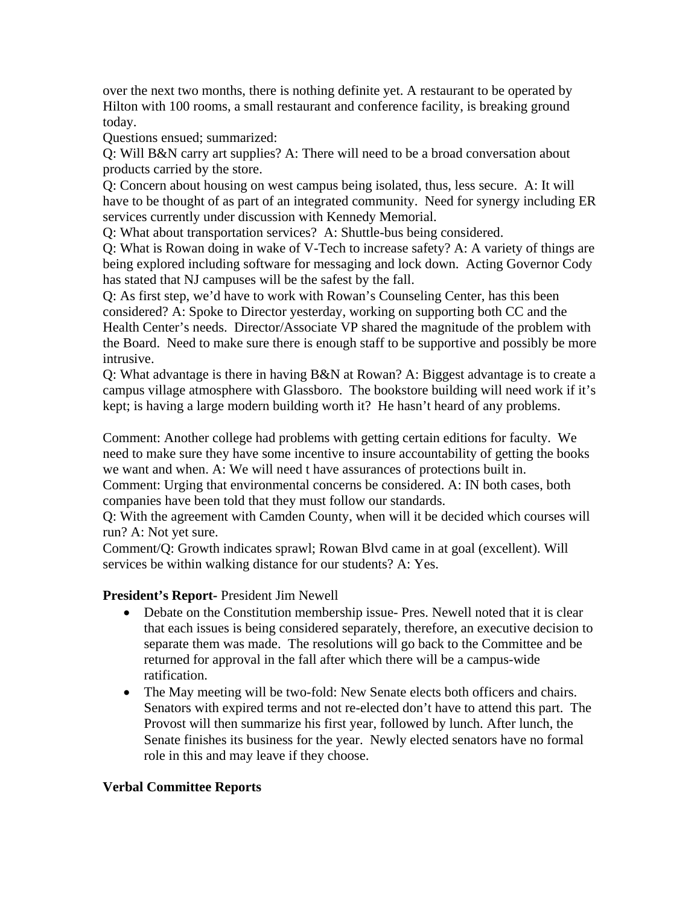over the next two months, there is nothing definite yet. A restaurant to be operated by Hilton with 100 rooms, a small restaurant and conference facility, is breaking ground today.

Questions ensued; summarized:

Q: Will B&N carry art supplies? A: There will need to be a broad conversation about products carried by the store.

Q: Concern about housing on west campus being isolated, thus, less secure. A: It will have to be thought of as part of an integrated community. Need for synergy including ER services currently under discussion with Kennedy Memorial.

Q: What about transportation services? A: Shuttle-bus being considered.

Q: What is Rowan doing in wake of V-Tech to increase safety? A: A variety of things are being explored including software for messaging and lock down. Acting Governor Cody has stated that NJ campuses will be the safest by the fall.

Q: As first step, we'd have to work with Rowan's Counseling Center, has this been considered? A: Spoke to Director yesterday, working on supporting both CC and the Health Center's needs. Director/Associate VP shared the magnitude of the problem with the Board. Need to make sure there is enough staff to be supportive and possibly be more intrusive.

Q: What advantage is there in having B&N at Rowan? A: Biggest advantage is to create a campus village atmosphere with Glassboro. The bookstore building will need work if it's kept; is having a large modern building worth it? He hasn't heard of any problems.

Comment: Another college had problems with getting certain editions for faculty. We need to make sure they have some incentive to insure accountability of getting the books we want and when. A: We will need t have assurances of protections built in.

Comment: Urging that environmental concerns be considered. A: IN both cases, both companies have been told that they must follow our standards.

Q: With the agreement with Camden County, when will it be decided which courses will run? A: Not yet sure.

Comment/Q: Growth indicates sprawl; Rowan Blvd came in at goal (excellent). Will services be within walking distance for our students? A: Yes.

**President's Report-** President Jim Newell

- Debate on the Constitution membership issue- Pres. Newell noted that it is clear that each issues is being considered separately, therefore, an executive decision to separate them was made. The resolutions will go back to the Committee and be returned for approval in the fall after which there will be a campus-wide ratification.
- The May meeting will be two-fold: New Senate elects both officers and chairs. Senators with expired terms and not re-elected don't have to attend this part. The Provost will then summarize his first year, followed by lunch. After lunch, the Senate finishes its business for the year. Newly elected senators have no formal role in this and may leave if they choose.

**Verbal Committee Reports**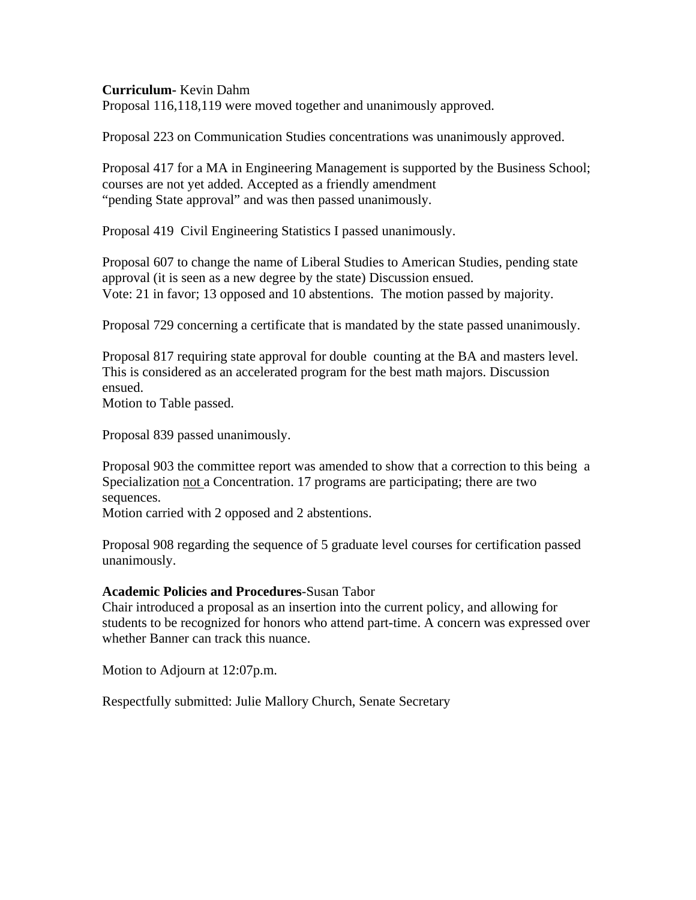**Curriculum-** Kevin Dahm
Proposal 116,118,119 were moved together and unanimously approved.

Proposal 223 on Communication Studies concentrations was unanimously approved.

Proposal 417 for a MA in Engineering Management is supported by the Business School; courses are not yet added. Accepted as a friendly amendment
"pending State approval" and was then passed unanimously.

Proposal 419 Civil Engineering Statistics I passed unanimously.

Proposal 607 to change the name of Liberal Studies to American Studies, pending state approval (it is seen as a new degree by the state) Discussion ensued.
Vote: 21 in favor; 13 opposed and 10 abstentions. The motion passed by majority.

Proposal 729 concerning a certificate that is mandated by the state passed unanimously.

Proposal 817 requiring state approval for double counting at the BA and masters level. This is considered as an accelerated program for the best math majors. Discussion ensued.
Motion to Table passed.

Proposal 839 passed unanimously.

Proposal 903 the committee report was amended to show that a correction to this being a Specialization not a Concentration. 17 programs are participating; there are two sequences.
Motion carried with 2 opposed and 2 abstentions.

Proposal 908 regarding the sequence of 5 graduate level courses for certification passed unanimously.

**Academic Policies and Procedures**-Susan Tabor
Chair introduced a proposal as an insertion into the current policy, and allowing for students to be recognized for honors who attend part-time. A concern was expressed over whether Banner can track this nuance.

Motion to Adjourn at 12:07p.m.

Respectfully submitted: Julie Mallory Church, Senate Secretary